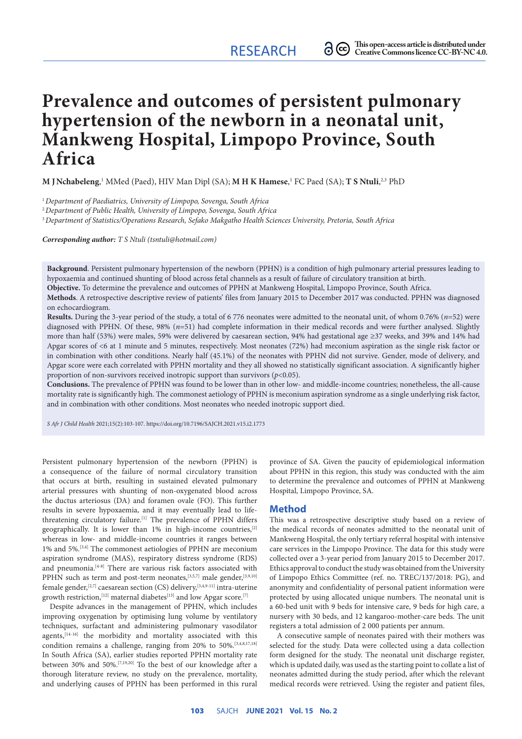RESEARCH

This open-access article is distributed under Creative Commons licence CC-BY-NC 4.0.

# Prevalence and outcomes of persistent pulmonary hypertension of the newborn in a neonatal unit, Mankweng Hospital, Limpopo Province, South Africa

**M J Nchabeleng**,[1] MMed (Paed), HIV Man Dipl (SA); **M H K Hamese**,[1] FC Paed (SA); **T S Ntuli**,[2,3] PhD

[1] *Department of Paediatrics, University of Limpopo, Sovenga, South Africa*
[2] *Department of Public Health, University of Limpopo, Sovenga, South Africa*
[3] *Department of Statistics/Operations Research, Sefako Makgatho Health Sciences University, Pretoria, South Africa*

***Corresponding author:** T S Ntuli (tsntuli@hotmail.com)*

**Background**. Persistent pulmonary hypertension of the newborn (PPHN) is a condition of high pulmonary arterial pressures leading to hypoxaemia and continued shunting of blood across fetal channels as a result of failure of circulatory transition at birth.

**Objective.** To determine the prevalence and outcomes of PPHN at Mankweng Hospital, Limpopo Province, South Africa.

**Methods**. A retrospective descriptive review of patients' files from January 2015 to December 2017 was conducted. PPHN was diagnosed on echocardiogram.

**Results.** During the 3-year period of the study, a total of 6 776 neonates were admitted to the neonatal unit, of whom 0.76% (*n*=52) were diagnosed with PPHN. Of these, 98% (*n*=51) had complete information in their medical records and were further analysed. Slightly more than half (53%) were males, 59% were delivered by caesarean section, 94% had gestational age ≥37 weeks, and 39% and 14% had Apgar scores of <6 at 1 minute and 5 minutes, respectively. Most neonates (72%) had meconium aspiration as the single risk factor or in combination with other conditions. Nearly half (45.1%) of the neonates with PPHN did not survive. Gender, mode of delivery, and Apgar score were each correlated with PPHN mortality and they all showed no statistically significant association. A significantly higher proportion of non-survivors received inotropic support than survivors ($p$<0.05).

**Conclusions.** The prevalence of PPHN was found to be lower than in other low- and middle-income countries; nonetheless, the all-cause mortality rate is significantly high. The commonest aetiology of PPHN is meconium aspiration syndrome as a single underlying risk factor, and in combination with other conditions. Most neonates who needed inotropic support died.

*S Afr J Child Health* 2021;15(2):103-107. https://doi.org/10.7196/SAJCH.2021.v15.i2.1773

Persistent pulmonary hypertension of the newborn (PPHN) is a consequence of the failure of normal circulatory transition that occurs at birth, resulting in sustained elevated pulmonary arterial pressures with shunting of non-oxygenated blood across the ductus arteriosus (DA) and foramen ovale (FO). This further results in severe hypoxaemia, and it may eventually lead to life-threatening circulatory failure.[1] The prevalence of PPHN differs geographically. It is lower than 1% in high-income countries,[2] whereas in low- and middle-income countries it ranges between 1% and 5%.[3,4] The commonest aetiologies of PPHN are meconium aspiration syndrome (MAS), respiratory distress syndrome (RDS) and pneumonia.[4-8] There are various risk factors associated with PPHN such as term and post-term neonates,[3,5,7] male gender,[3,9,10] female gender,[2,7] caesarean section (CS) delivery,[3,4,9-11] intra-uterine growth restriction,[12] maternal diabetes[13] and low Apgar score.[7]

Despite advances in the management of PPHN, which includes improving oxygenation by optimising lung volume by ventilatory techniques, surfactant and administering pulmonary vasodilator agents,[14-16] the morbidity and mortality associated with this condition remains a challenge, ranging from 20% to 50%.[3,4,8,17,18] In South Africa (SA), earlier studies reported PPHN mortality rate between 30% and 50%.[7,19,20] To the best of our knowledge after a thorough literature review, no study on the prevalence, mortality, and underlying causes of PPHN has been performed in this rural province of SA. Given the paucity of epidemiological information about PPHN in this region, this study was conducted with the aim to determine the prevalence and outcomes of PPHN at Mankweng Hospital, Limpopo Province, SA.

## Method

This was a retrospective descriptive study based on a review of the medical records of neonates admitted to the neonatal unit of Mankweng Hospital, the only tertiary referral hospital with intensive care services in the Limpopo Province. The data for this study were collected over a 3-year period from January 2015 to December 2017. Ethics approval to conduct the study was obtained from the University of Limpopo Ethics Committee (ref. no. TREC/137/2018: PG), and anonymity and confidentiality of personal patient information were protected by using allocated unique numbers. The neonatal unit is a 60-bed unit with 9 beds for intensive care, 9 beds for high care, a nursery with 30 beds, and 12 kangaroo-mother-care beds. The unit registers a total admission of 2 000 patients per annum.

A consecutive sample of neonates paired with their mothers was selected for the study. Data were collected using a data collection form designed for the study. The neonatal unit discharge register, which is updated daily, was used as the starting point to collate a list of neonates admitted during the study period, after which the relevant medical records were retrieved. Using the register and patient files,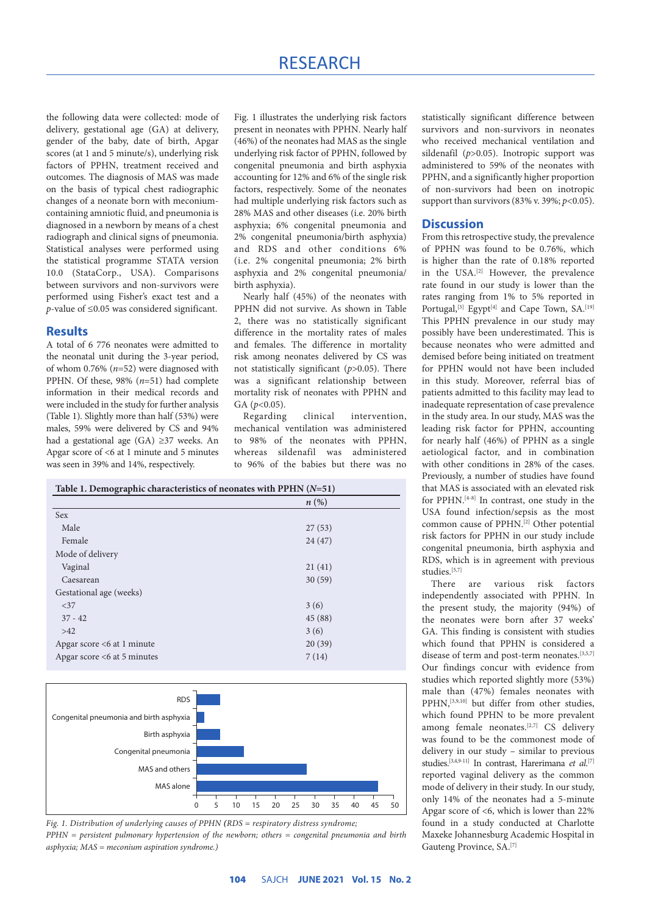the following data were collected: mode of delivery, gestational age (GA) at delivery, gender of the baby, date of birth, Apgar scores (at 1 and 5 minute/s), underlying risk factors of PPHN, treatment received and outcomes. The diagnosis of MAS was made on the basis of typical chest radiographic changes of a neonate born with meconium-containing amniotic fluid, and pneumonia is diagnosed in a newborn by means of a chest radiograph and clinical signs of pneumonia. Statistical analyses were performed using the statistical programme STATA version 10.0 (StataCorp., USA). Comparisons between survivors and non-survivors were performed using Fisher's exact test and a $p$-value of ≤0.05 was considered significant.

## Results

A total of 6 776 neonates were admitted to the neonatal unit during the 3-year period, of whom 0.76% ($n$=52) were diagnosed with PPHN. Of these, 98% ($n$=51) had complete information in their medical records and were included in the study for further analysis (Table 1). Slightly more than half (53%) were males, 59% were delivered by CS and 94% had a gestational age (GA) ≥37 weeks. An Apgar score of <6 at 1 minute and 5 minutes was seen in 39% and 14%, respectively.

Fig. 1 illustrates the underlying risk factors present in neonates with PPHN. Nearly half (46%) of the neonates had MAS as the single underlying risk factor of PPHN, followed by congenital pneumonia and birth asphyxia accounting for 12% and 6% of the single risk factors, respectively. Some of the neonates had multiple underlying risk factors such as 28% MAS and other diseases (i.e. 20% birth asphyxia; 6% congenital pneumonia and 2% congenital pneumonia/birth asphyxia) and RDS and other conditions 6% (i.e. 2% congenital pneumonia; 2% birth asphyxia and 2% congenital pneumonia/ birth asphyxia).

Nearly half (45%) of the neonates with PPHN did not survive. As shown in Table 2, there was no statistically significant difference in the mortality rates of males and females. The difference in mortality risk among neonates delivered by CS was not statistically significant ($p$>0.05). There was a significant relationship between mortality risk of neonates with PPHN and GA ($p$<0.05).

Regarding clinical intervention, mechanical ventilation was administered to 98% of the neonates with PPHN, whereas sildenafil was administered to 96% of the babies but there was no statistically significant difference between survivors and non-survivors in neonates who received mechanical ventilation and sildenafil ($p$>0.05). Inotropic support was administered to 59% of the neonates with PPHN, and a significantly higher proportion of non-survivors had been on inotropic support than survivors (83% v. 39%; $p$<0.05).

**Table 1. Demographic characteristics of neonates with PPHN ($N$=51)**

| | $n$ (%) |
|---|---|
| Sex | |
| Male | 27 (53) |
| Female | 24 (47) |
| Mode of delivery | |
| Vaginal | 21 (41) |
| Caesarean | 30 (59) |
| Gestational age (weeks) | |
| <37 | 3 (6) |
| 37 - 42 | 45 (88) |
| >42 | 3 (6) |
| Apgar score <6 at 1 minute | 20 (39) |
| Apgar score <6 at 5 minutes | 7 (14) |

*Fig. 1. Distribution of underlying causes of PPHN (RDS = respiratory distress syndrome; PPHN = persistent pulmonary hypertension of the newborn; others = congenital pneumonia and birth asphyxia; MAS = meconium aspiration syndrome.)*

## Discussion

From this retrospective study, the prevalence of PPHN was found to be 0.76%, which is higher than the rate of 0.18% reported in the USA.[2] However, the prevalence rate found in our study is lower than the rates ranging from 1% to 5% reported in Portugal,[3] Egypt[4] and Cape Town, SA.[19] This PPHN prevalence in our study may possibly have been underestimated. This is because neonates who were admitted and demised before being initiated on treatment for PPHN would not have been included in this study. Moreover, referral bias of patients admitted to this facility may lead to inadequate representation of case prevalence in the study area. In our study, MAS was the leading risk factor for PPHN, accounting for nearly half (46%) of PPHN as a single aetiological factor, and in combination with other conditions in 28% of the cases. Previously, a number of studies have found that MAS is associated with an elevated risk for PPHN.[4-8] In contrast, one study in the USA found infection/sepsis as the most common cause of PPHN.[2] Other potential risk factors for PPHN in our study include congenital pneumonia, birth asphyxia and RDS, which is in agreement with previous studies.[5,7]

There are various risk factors independently associated with PPHN. In the present study, the majority (94%) of the neonates were born after 37 weeks' GA. This finding is consistent with studies which found that PPHN is considered a disease of term and post-term neonates.[3,5,7] Our findings concur with evidence from studies which reported slightly more (53%) male than (47%) females neonates with PPHN,[3,9,10] but differ from other studies, which found PPHN to be more prevalent among female neonates.[2,7] CS delivery was found to be the commonest mode of delivery in our study – similar to previous studies.[3,4,9-11] In contrast, Harerimana *et al.*[7] reported vaginal delivery as the common mode of delivery in their study. In our study, only 14% of the neonates had a 5-minute Apgar score of <6, which is lower than 22% found in a study conducted at Charlotte Maxeke Johannesburg Academic Hospital in Gauteng Province, SA.[7]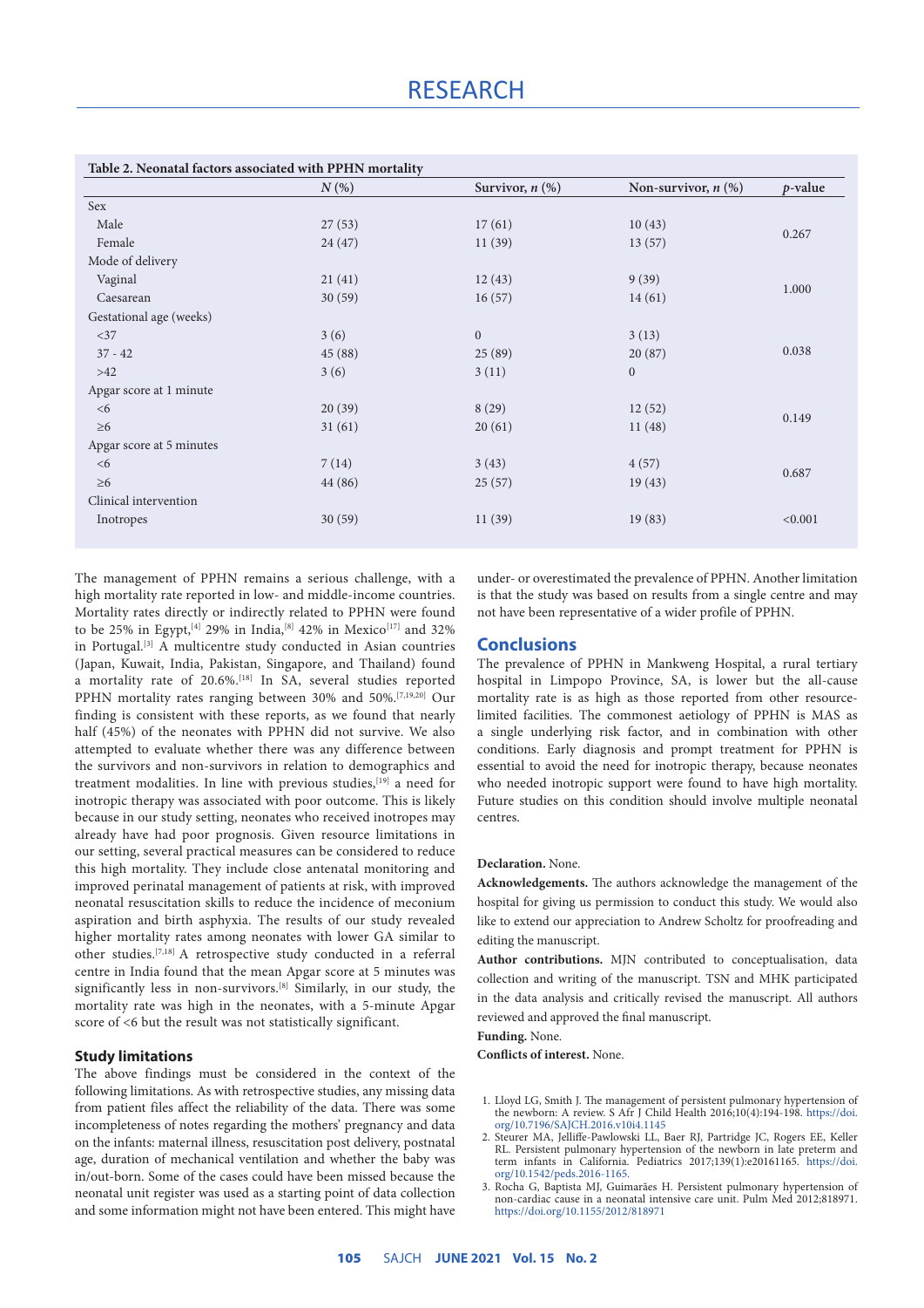**Table 2. Neonatal factors associated with PPHN mortality**

| | N (%) | Survivor, n (%) | Non-survivor, n (%) | p-value |
|---|---|---|---|---|
| Sex | | | | |
| Male | 27 (53) | 17 (61) | 10 (43) | 0.267 |
| Female | 24 (47) | 11 (39) | 13 (57) | |
| Mode of delivery | | | | |
| Vaginal | 21 (41) | 12 (43) | 9 (39) | 1.000 |
| Caesarean | 30 (59) | 16 (57) | 14 (61) | |
| Gestational age (weeks) | | | | |
| <37 | 3 (6) | 0 | 3 (13) | |
| 37 - 42 | 45 (88) | 25 (89) | 20 (87) | 0.038 |
| >42 | 3 (6) | 3 (11) | 0 | |
| Apgar score at 1 minute | | | | |
| <6 | 20 (39) | 8 (29) | 12 (52) | 0.149 |
| ≥6 | 31 (61) | 20 (61) | 11 (48) | |
| Apgar score at 5 minutes | | | | |
| <6 | 7 (14) | 3 (43) | 4 (57) | 0.687 |
| ≥6 | 44 (86) | 25 (57) | 19 (43) | |
| Clinical intervention | | | | |
| Inotropes | 30 (59) | 11 (39) | 19 (83) | <0.001 |

The management of PPHN remains a serious challenge, with a high mortality rate reported in low- and middle-income countries. Mortality rates directly or indirectly related to PPHN were found to be 25% in Egypt,[4] 29% in India,[8] 42% in Mexico[17] and 32% in Portugal.[3] A multicentre study conducted in Asian countries (Japan, Kuwait, India, Pakistan, Singapore, and Thailand) found a mortality rate of 20.6%.[18] In SA, several studies reported PPHN mortality rates ranging between 30% and 50%.[7,19,20] Our finding is consistent with these reports, as we found that nearly half (45%) of the neonates with PPHN did not survive. We also attempted to evaluate whether there was any difference between the survivors and non-survivors in relation to demographics and treatment modalities. In line with previous studies,[19] a need for inotropic therapy was associated with poor outcome. This is likely because in our study setting, neonates who received inotropes may already have had poor prognosis. Given resource limitations in our setting, several practical measures can be considered to reduce this high mortality. They include close antenatal monitoring and improved perinatal management of patients at risk, with improved neonatal resuscitation skills to reduce the incidence of meconium aspiration and birth asphyxia. The results of our study revealed higher mortality rates among neonates with lower GA similar to other studies.[7,18] A retrospective study conducted in a referral centre in India found that the mean Apgar score at 5 minutes was significantly less in non-survivors.[8] Similarly, in our study, the mortality rate was high in the neonates, with a 5-minute Apgar score of <6 but the result was not statistically significant.

### Study limitations

The above findings must be considered in the context of the following limitations. As with retrospective studies, any missing data from patient files affect the reliability of the data. There was some incompleteness of notes regarding the mothers' pregnancy and data on the infants: maternal illness, resuscitation post delivery, postnatal age, duration of mechanical ventilation and whether the baby was in/out-born. Some of the cases could have been missed because the neonatal unit register was used as a starting point of data collection and some information might not have been entered. This might have under- or overestimated the prevalence of PPHN. Another limitation is that the study was based on results from a single centre and may not have been representative of a wider profile of PPHN.

## Conclusions

The prevalence of PPHN in Mankweng Hospital, a rural tertiary hospital in Limpopo Province, SA, is lower but the all-cause mortality rate is as high as those reported from other resource-limited facilities. The commonest aetiology of PPHN is MAS as a single underlying risk factor, and in combination with other conditions. Early diagnosis and prompt treatment for PPHN is essential to avoid the need for inotropic therapy, because neonates who needed inotropic support were found to have high mortality. Future studies on this condition should involve multiple neonatal centres.

**Declaration.** None.

**Acknowledgements.** The authors acknowledge the management of the hospital for giving us permission to conduct this study. We would also like to extend our appreciation to Andrew Scholtz for proofreading and editing the manuscript.

**Author contributions.** MJN contributed to conceptualisation, data collection and writing of the manuscript. TSN and MHK participated in the data analysis and critically revised the manuscript. All authors reviewed and approved the final manuscript.

**Funding.** None.

**Conflicts of interest.** None.

1. Lloyd LG, Smith J. The management of persistent pulmonary hypertension of the newborn: A review. S Afr J Child Health 2016;10(4):194-198. https://doi.org/10.7196/SAJCH.2016.v10i4.1145
2. Steurer MA, Jelliffe-Pawlowski LL, Baer RJ, Partridge JC, Rogers EE, Keller RL. Persistent pulmonary hypertension of the newborn in late preterm and term infants in California. Pediatrics 2017;139(1):e20161165. https://doi.org/10.1542/peds.2016-1165.
3. Rocha G, Baptista MJ, Guimarães H. Persistent pulmonary hypertension of non-cardiac cause in a neonatal intensive care unit. Pulm Med 2012;818971. https://doi.org/10.1155/2012/818971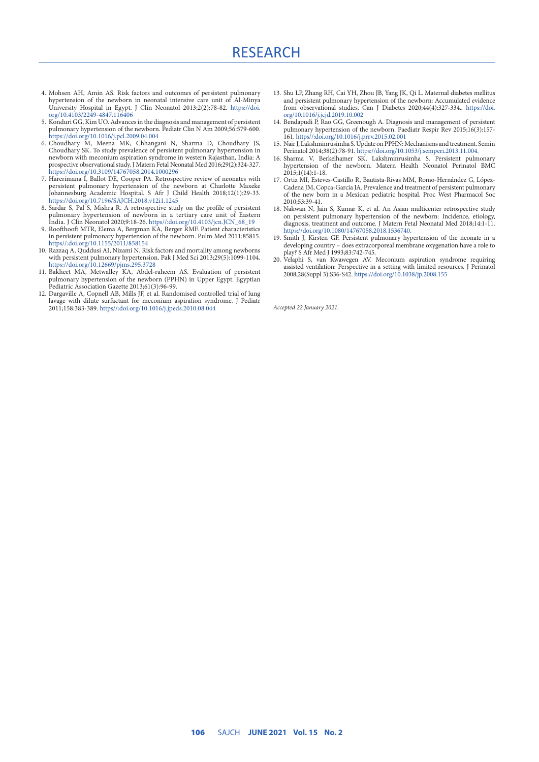4. Mohsen AH, Amin AS. Risk factors and outcomes of persistent pulmonary hypertension of the newborn in neonatal intensive care unit of Al-Minya University Hospital in Egypt. J Clin Neonatol 2013;2(2):78-82. https://doi.org/10.4103/2249-4847.116406
5. Konduri GG, Kim UO. Advances in the diagnosis and management of persistent pulmonary hypertension of the newborn. Pediatr Clin N Am 2009;56:579-600. https://doi.org/10.1016/j.pcl.2009.04.004
6. Choudhary M, Meena MK, Chhangani N, Sharma D, Choudhary JS, Choudhary SK. To study prevalence of persistent pulmonary hypertension in newborn with meconium aspiration syndrome in western Rajasthan, India: A prospective observational study. J Matern Fetal Neonatal Med 2016;29(2):324-327. https://doi.org/10.3109/14767058.2014.1000296
7. Harerimana I, Ballot DE, Cooper PA. Retrospective review of neonates with persistent pulmonary hypertension of the newborn at Charlotte Maxeke Johannesburg Academic Hospital. S Afr J Child Health 2018;12(1):29-33. https://doi.org/10.7196/SAJCH.2018.v12i1.1245
8. Sardar S, Pal S, Mishra R. A retrospective study on the profile of persistent pulmonary hypertension of newborn in a tertiary care unit of Eastern India. J Clin Neonatol 2020;9:18-26. https//:doi.org/10.4103/jcn.JCN_68_19
9. Roofthooft MTR, Elema A, Bergman KA, Berger RMF. Patient characteristics in persistent pulmonary hypertension of the newborn. Pulm Med 2011:85815. https//:doi.org/10.1155/2011/858154
10. Razzaq A, Quddusi AI, Nizami N. Risk factors and mortality among newborns with persistent pulmonary hypertension. Pak J Med Sci 2013;29(5):1099-1104. https://doi.org/10.12669/pjms.295.3728
11. Bakheet MA, Metwalley KA, Abdel-raheem AS. Evaluation of persistent pulmonary hypertension of the newborn (PPHN) in Upper Egypt. Egyptian Pediatric Association Gazette 2013;61(3):96-99.
12. Dargaville A, Copnell AB, Mills JF, et al. Randomised controlled trial of lung lavage with dilute surfactant for meconium aspiration syndrome. J Pediatr 2011;158:383-389. https//:doi.org/10.1016/j.jpeds.2010.08.044
13. Shu LP, Zhang RH, Cai YH, Zhou JB, Yang JK, Qi L. Maternal diabetes mellitus and persistent pulmonary hypertension of the newborn: Accumulated evidence from observational studies. Can J Diabetes 2020;44(4):327-334.. https://doi.org/10.1016/j.jcjd.2019.10.002
14. Bendapudi P, Rao GG, Greenough A. Diagnosis and management of persistent pulmonary hypertension of the newborn. Paediatr Respir Rev 2015;16(3):157-161. https//:doi.org/10.1016/j.prrv.2015.02.001
15. Nair J, Lakshminrusimha S. Update on PPHN: Mechanisms and treatment. Semin Perinatol 2014;38(2):78-91. https://doi.org/10.1053/j.semperi.2013.11.004.
16. Sharma V, Berkelhamer SK, Lakshminrusimha S. Persistent pulmonary hypertension of the newborn. Matern Health Neonatol Perinatol BMC 2015;1(14):1-18.
17. Ortiz MI, Esteves-Castillo R, Bautista-Rivas MM, Romo-Hernández G, López-Cadena JM, Copca-García JA. Prevalence and treatment of persistent pulmonary of the new born in a Mexican pediatric hospital. Proc West Pharmacol Soc 2010;53:39-41.
18. Nakwan N, Jain S, Kumar K, et al. An Asian multicenter retrospective study on persistent pulmonary hypertension of the newborn: Incidence, etiology, diagnosis, treatment and outcome. J Matern Fetal Neonatal Med 2018;14:1-11. https://doi.org/10.1080/14767058.2018.1536740.
19. Smith J, Kirsten GF. Persistent pulmonary hypertension of the neonate in a developing country – does extracorporeal membrane oxygenation have a role to play? S Afr Med J 1993;83:742-745.
20. Velaphi S, van Kwawegen AV. Meconium aspiration syndrome requiring assisted ventilation: Perspective in a setting with limited resources. J Perinatol 2008;28(Suppl 3):S36-S42. https://doi.org/10.1038/jp.2008.155

*Accepted 22 January 2021.*